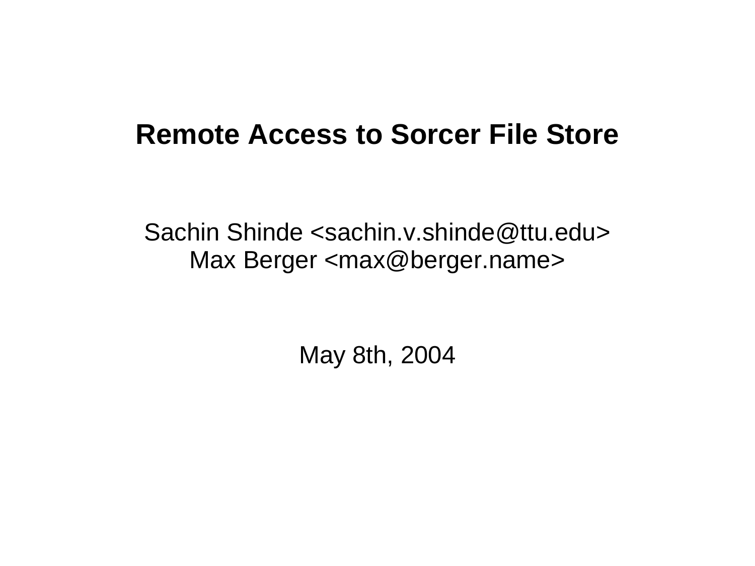# Remote Access to Sorcer File Store

Sachin Shinde <sachin.v.shinde@ttu.edu>
Max Berger <max@berger.name>

May 8th, 2004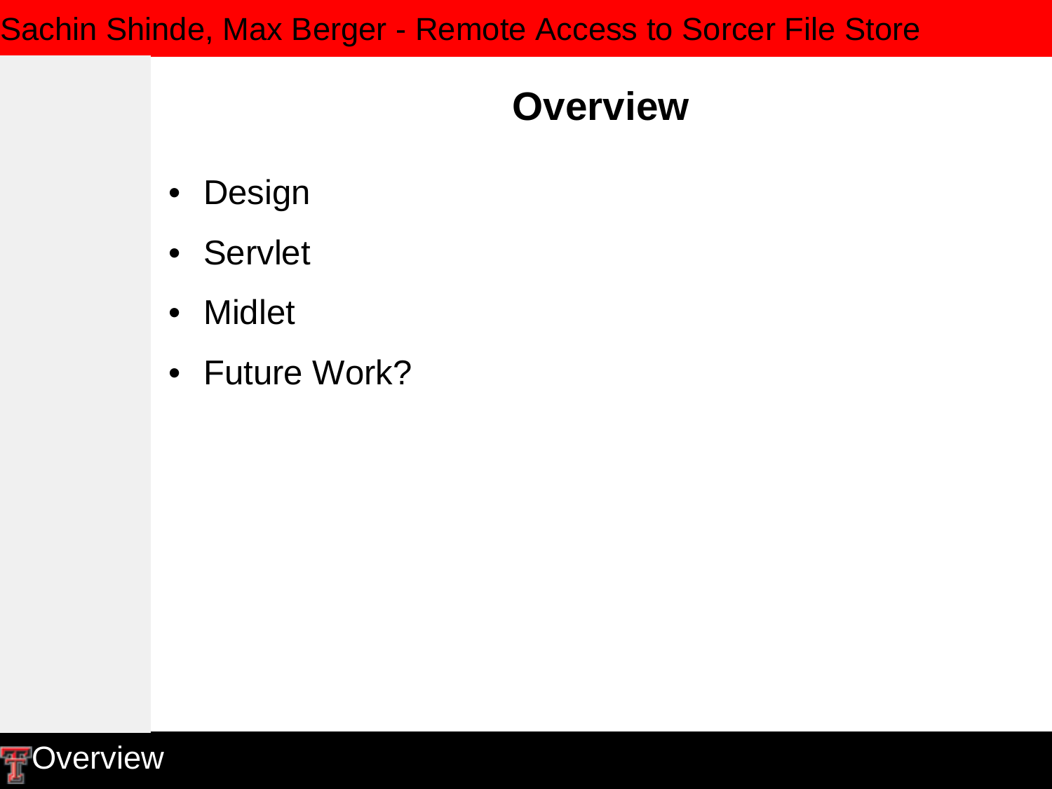# Overview

- Design
- Servlet
- Midlet
- Future Work?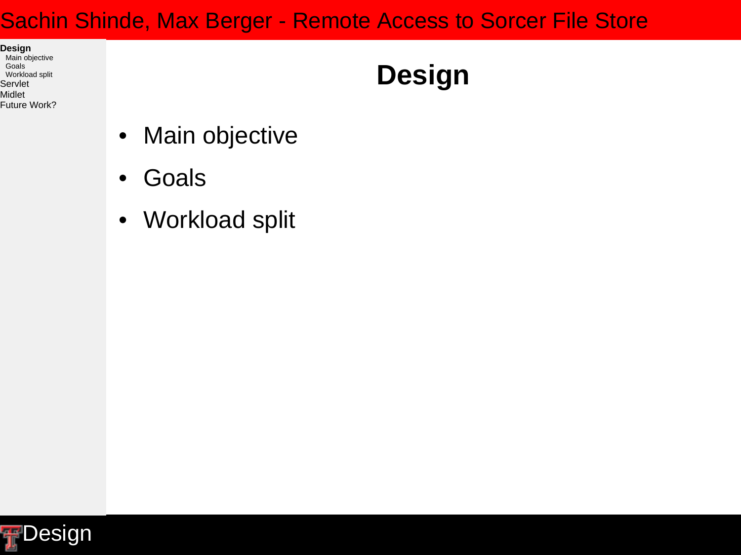# Design

- Main objective
- Goals
- Workload split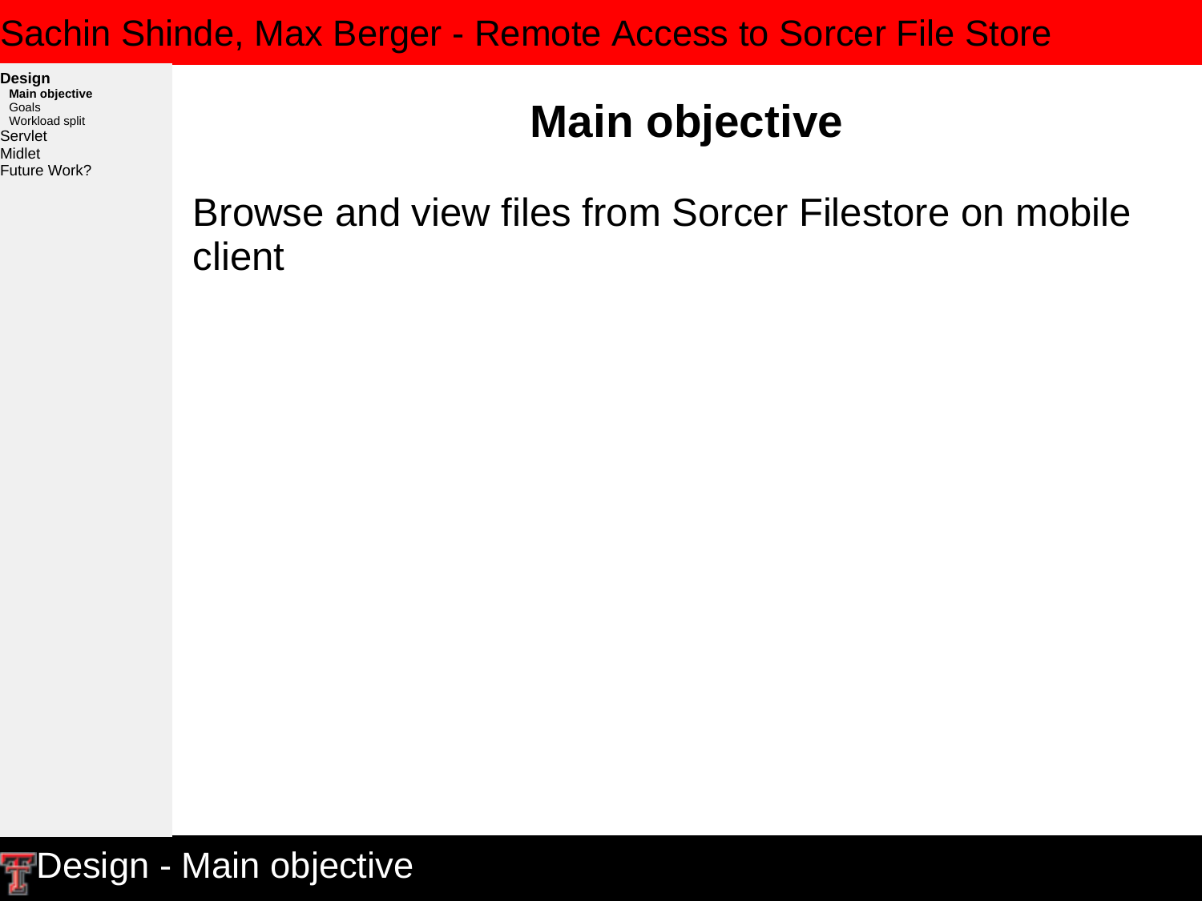# Main objective

Browse and view files from Sorcer Filestore on mobile client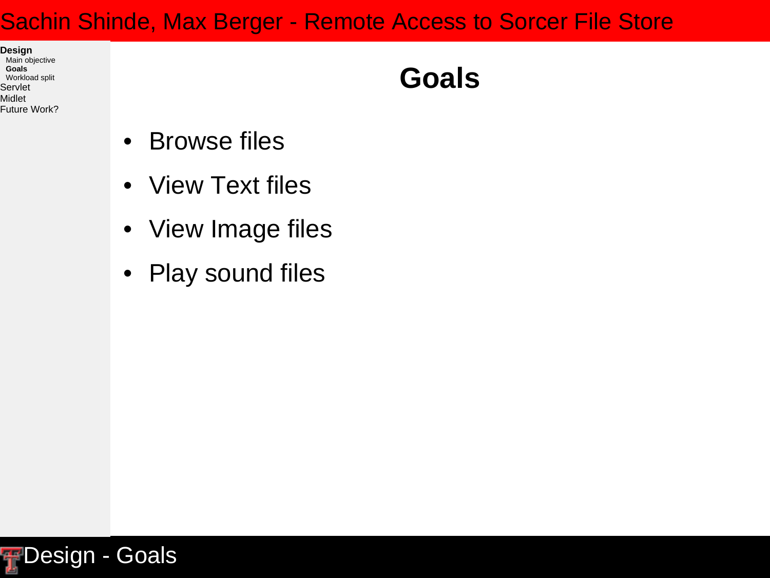# Goals

- Browse files
- View Text files
- View Image files
- Play sound files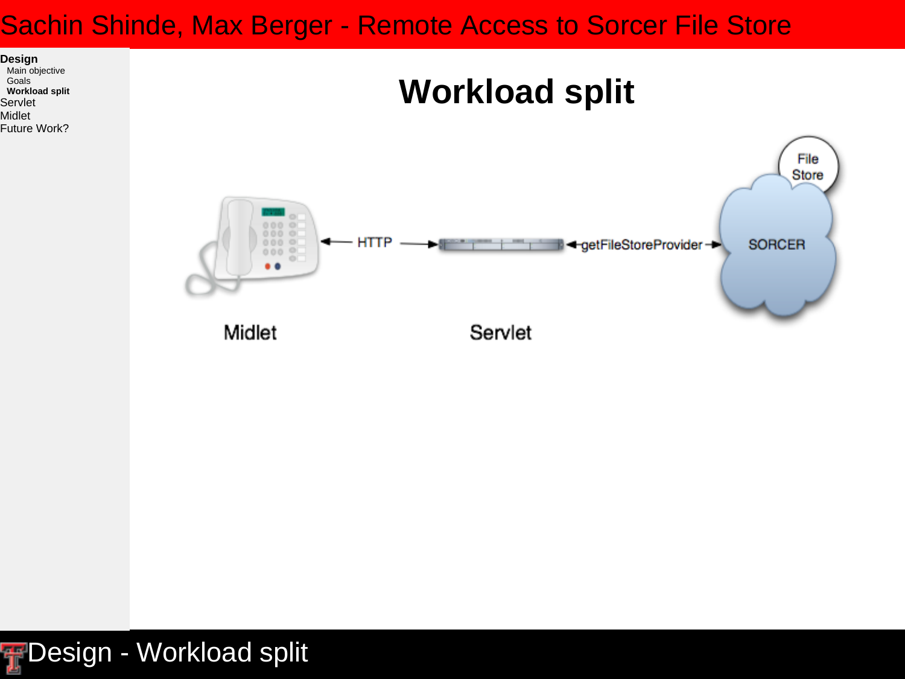# Workload split

Midlet ← HTTP → Servlet ← getFileStoreProvider → SORCER (File Store)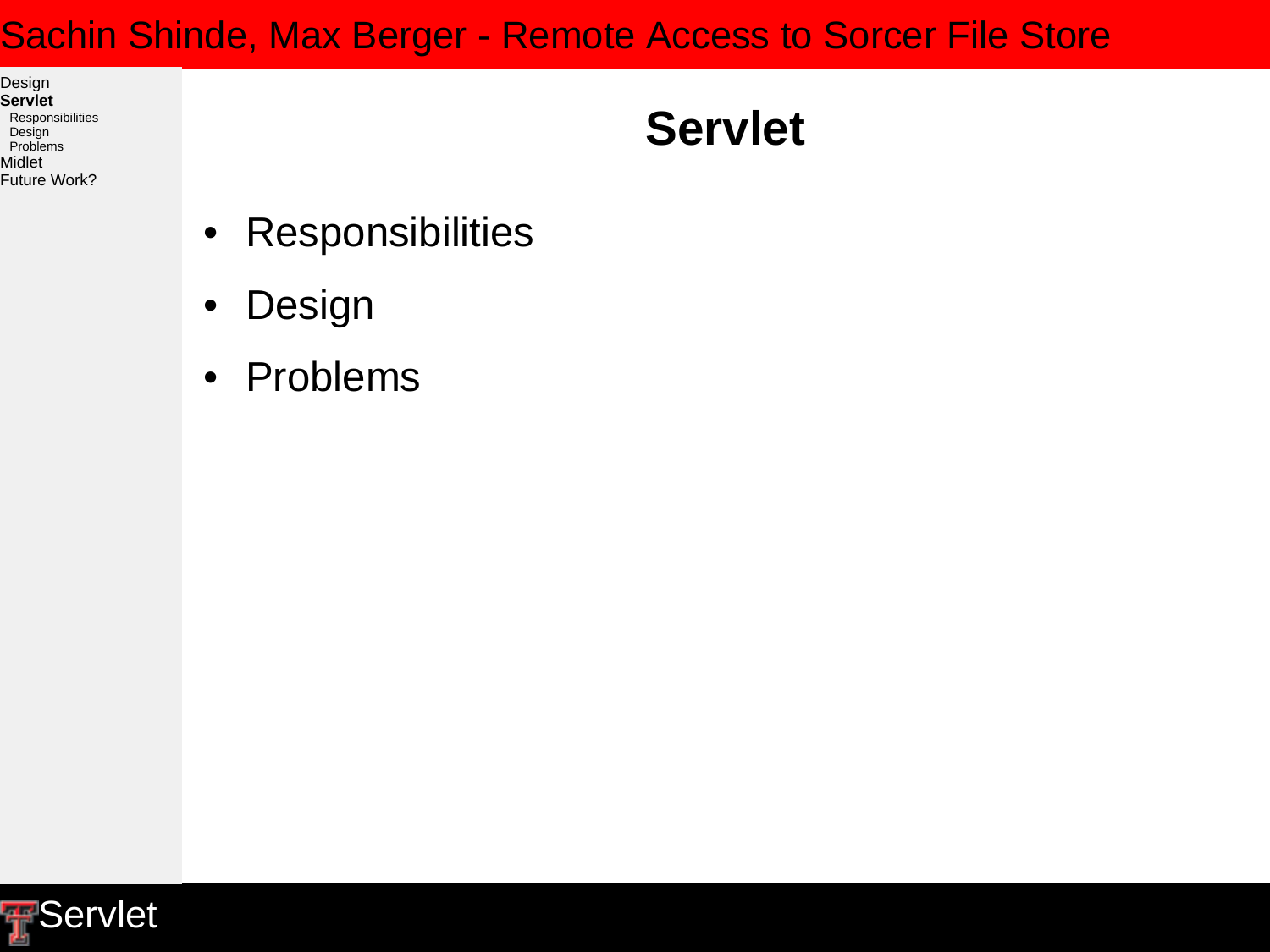# Servlet

- Responsibilities
- Design
- Problems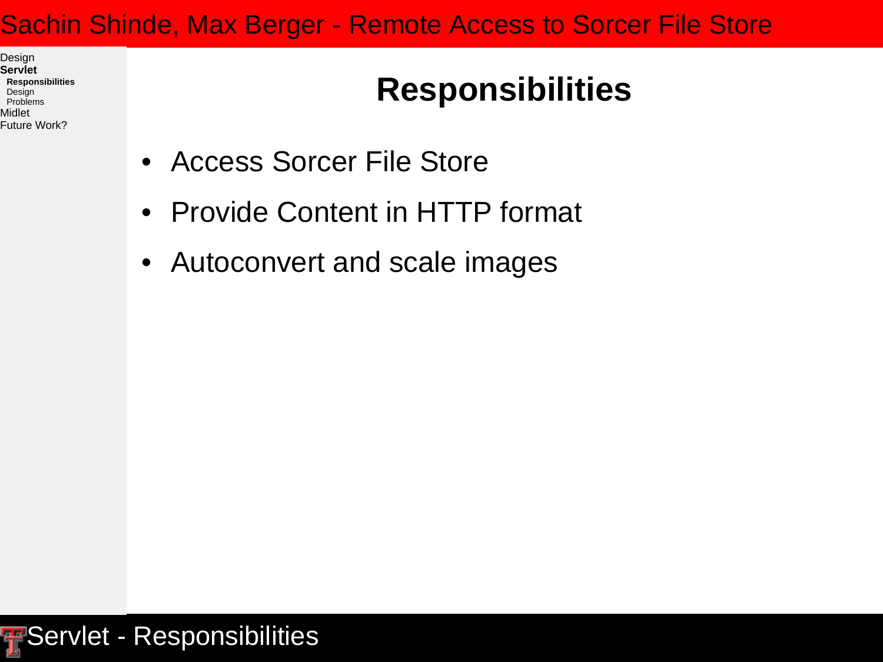# Responsibilities

- Access Sorcer File Store
- Provide Content in HTTP format
- Autoconvert and scale images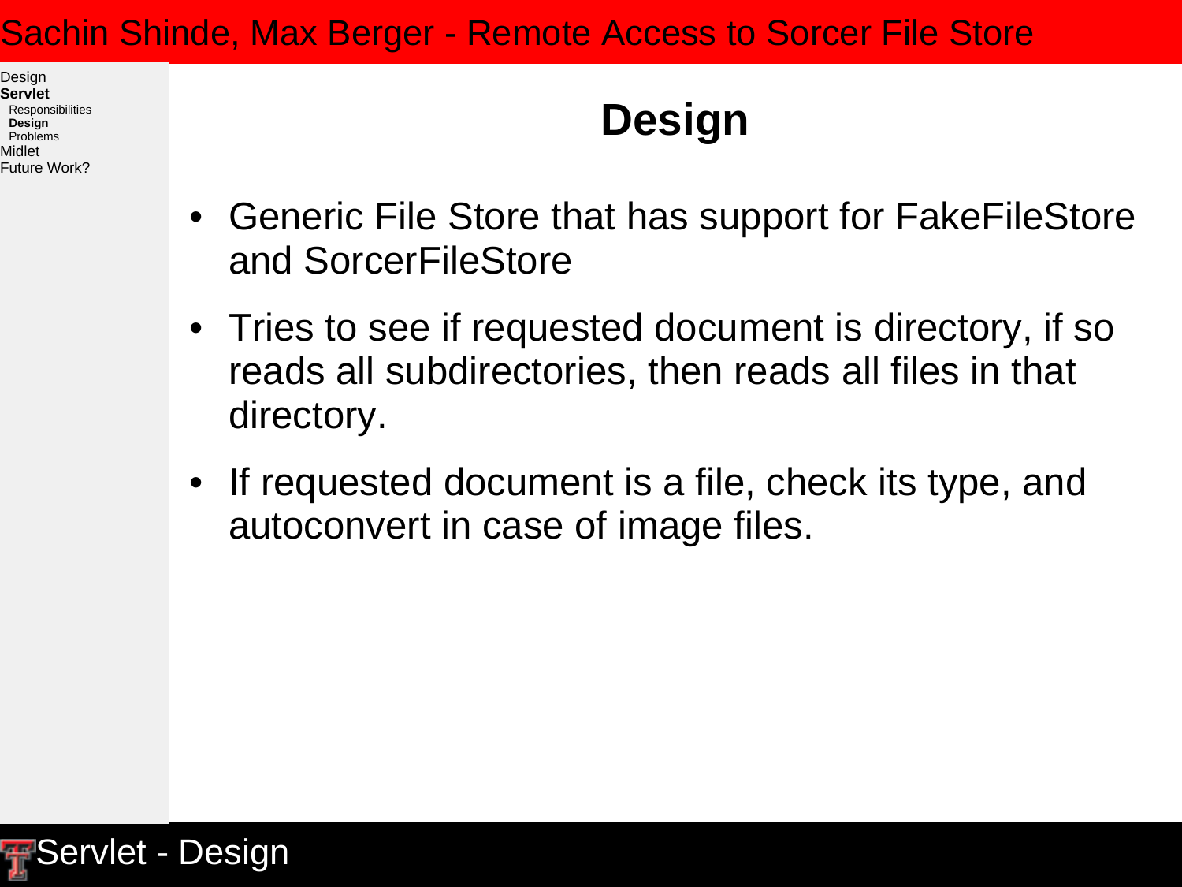# Design

- Generic File Store that has support for FakeFileStore and SorcerFileStore
- Tries to see if requested document is directory, if so reads all subdirectories, then reads all files in that directory.
- If requested document is a file, check its type, and autoconvert in case of image files.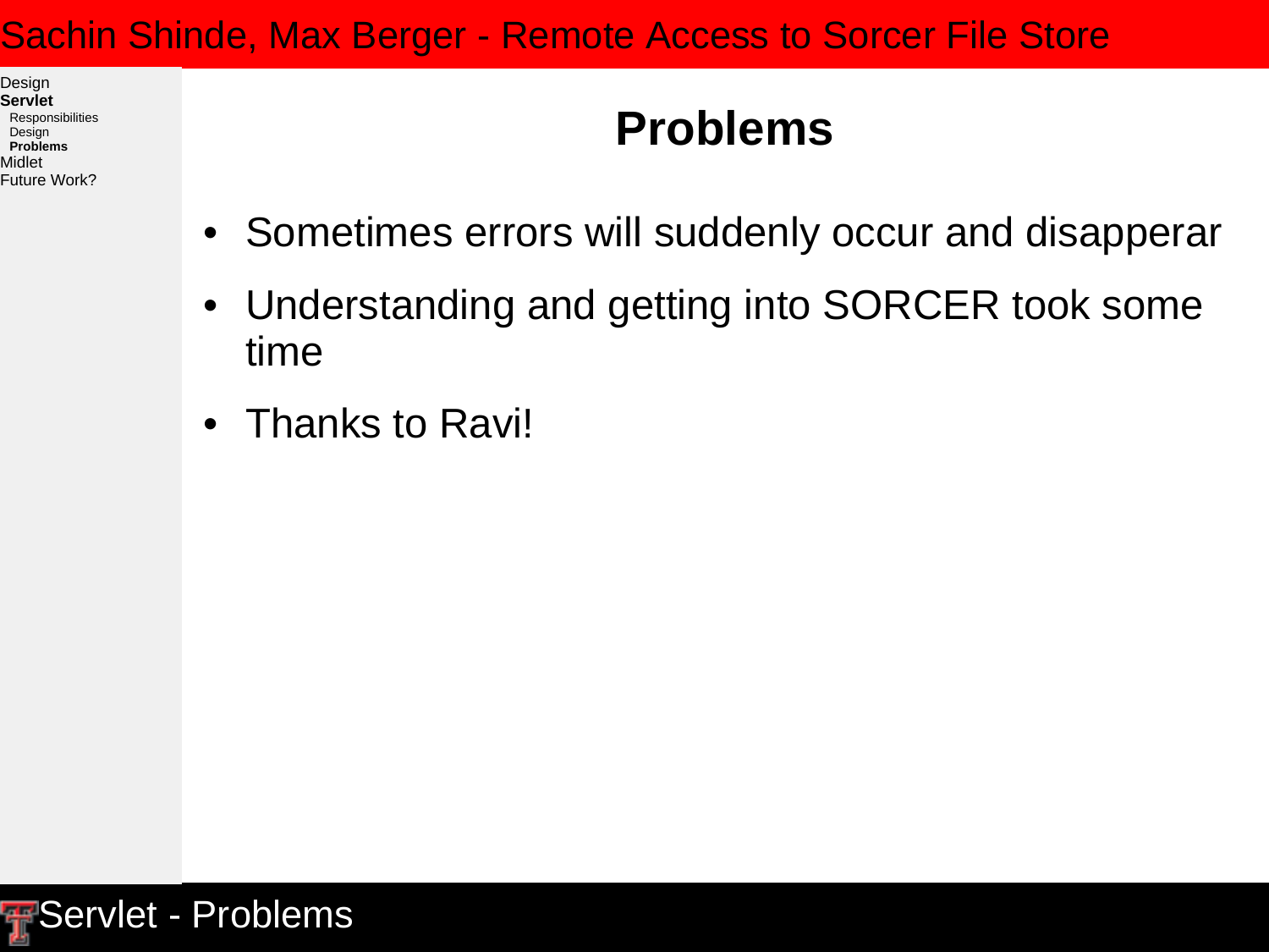# Problems

- Sometimes errors will suddenly occur and disapperar
- Understanding and getting into SORCER took some time
- Thanks to Ravi!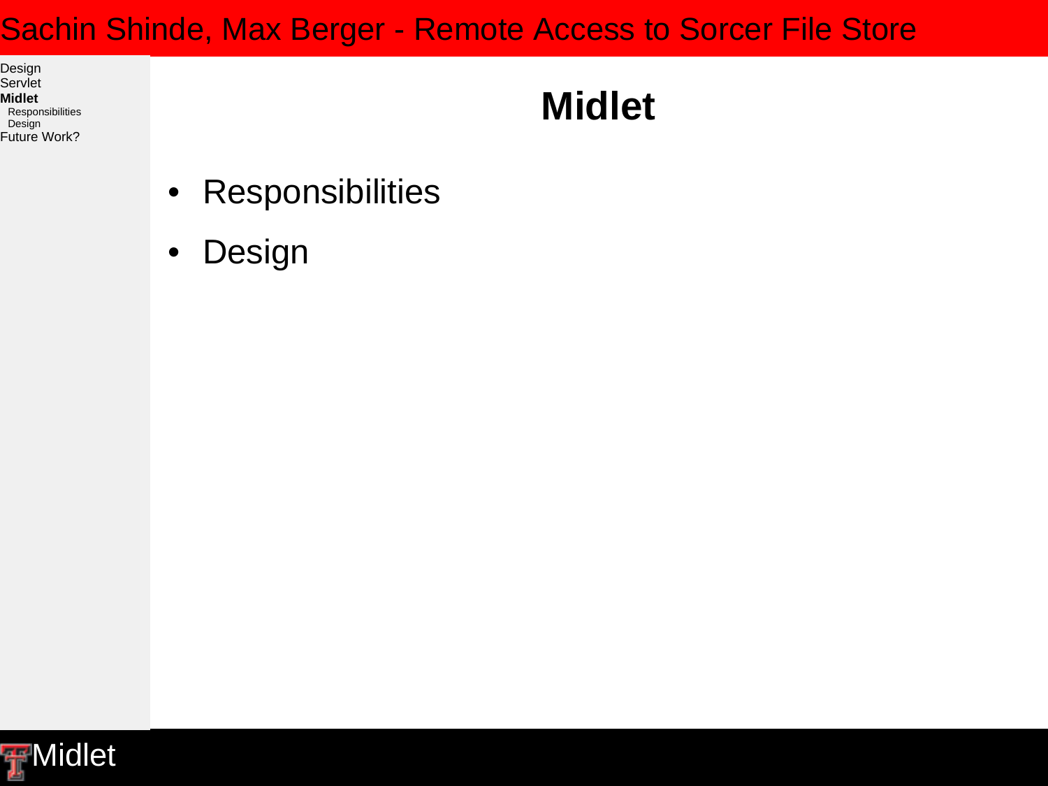# Midlet

- Responsibilities
- Design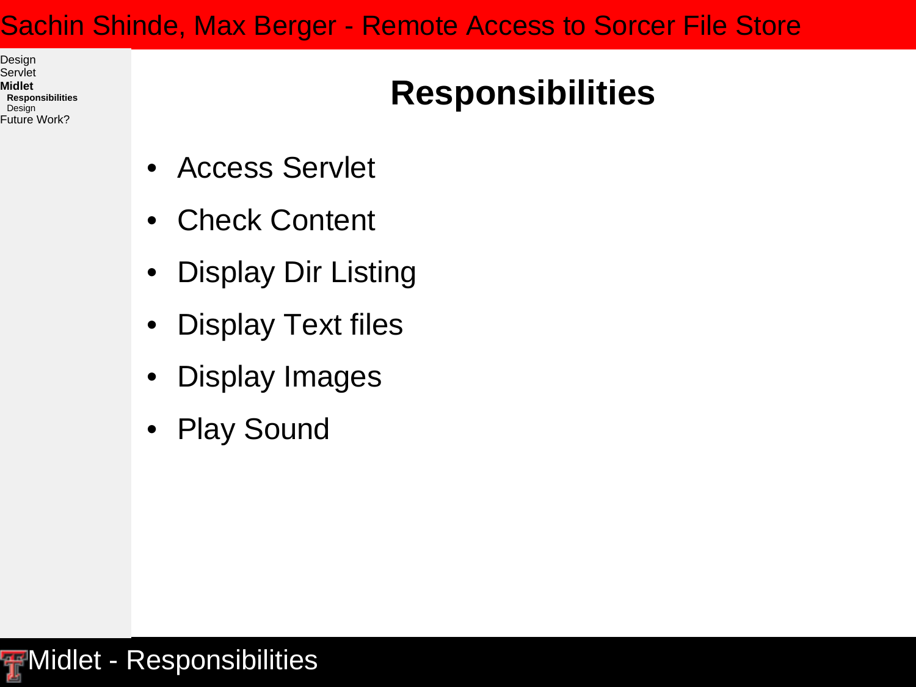# Responsibilities

- Access Servlet
- Check Content
- Display Dir Listing
- Display Text files
- Display Images
- Play Sound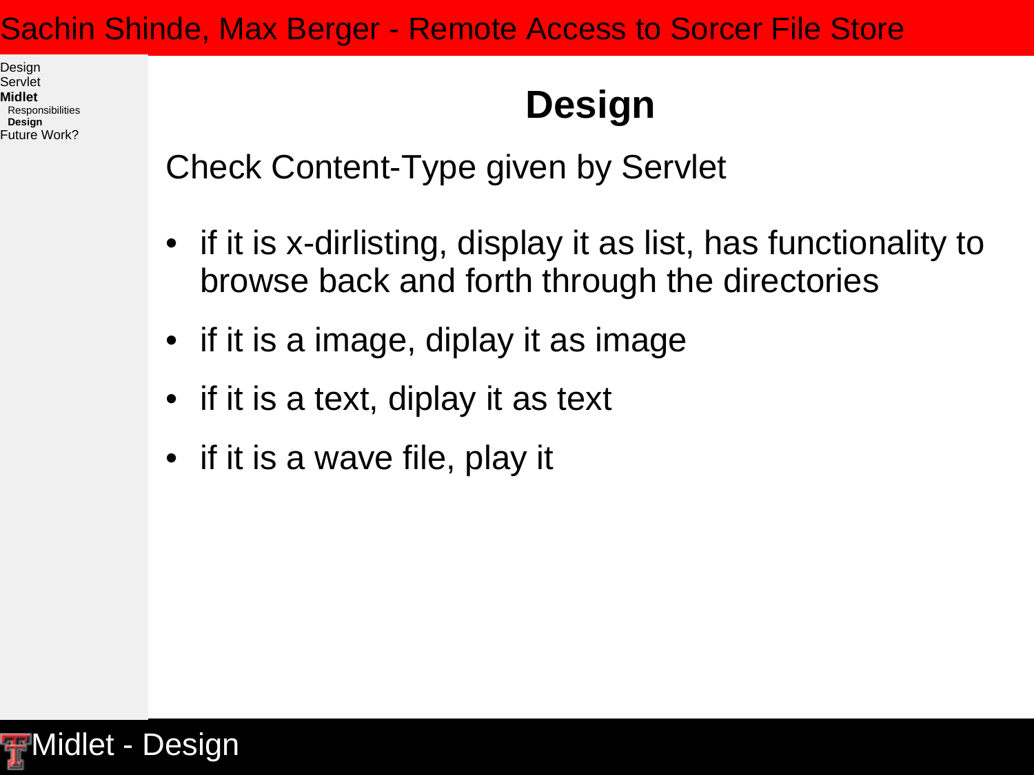# Design

Check Content-Type given by Servlet

- if it is x-dirlisting, display it as list, has functionality to browse back and forth through the directories
- if it is a image, diplay it as image
- if it is a text, diplay it as text
- if it is a wave file, play it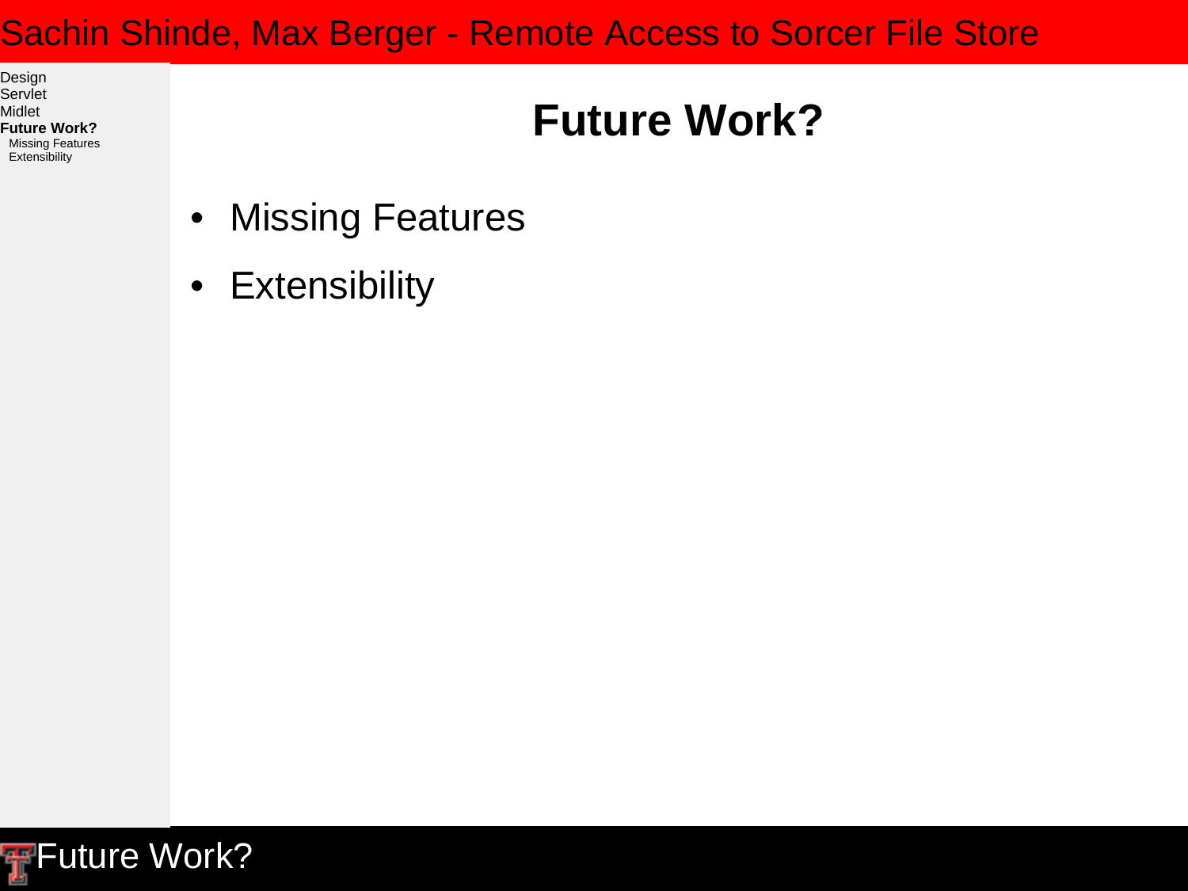# Future Work?

- Missing Features
- Extensibility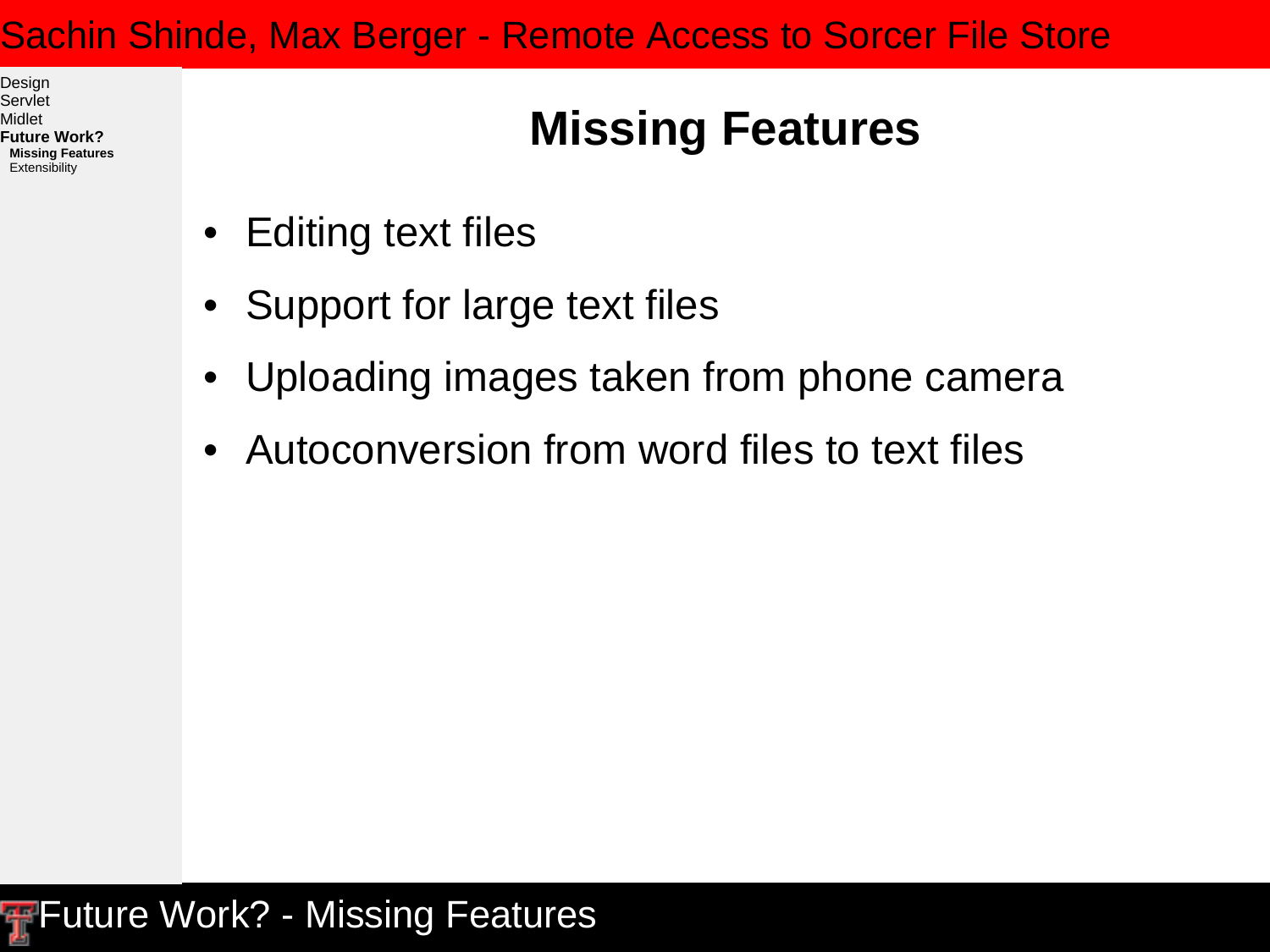# Missing Features

- Editing text files
- Support for large text files
- Uploading images taken from phone camera
- Autoconversion from word files to text files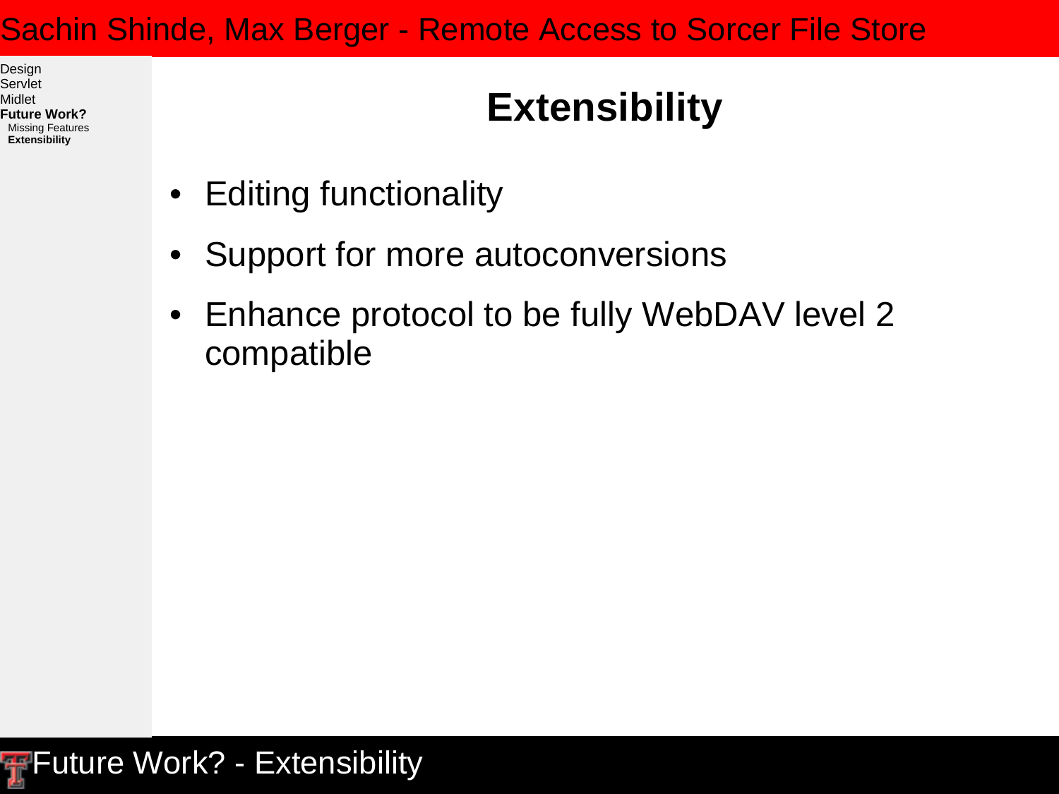# Extensibility

- Editing functionality
- Support for more autoconversions
- Enhance protocol to be fully WebDAV level 2 compatible